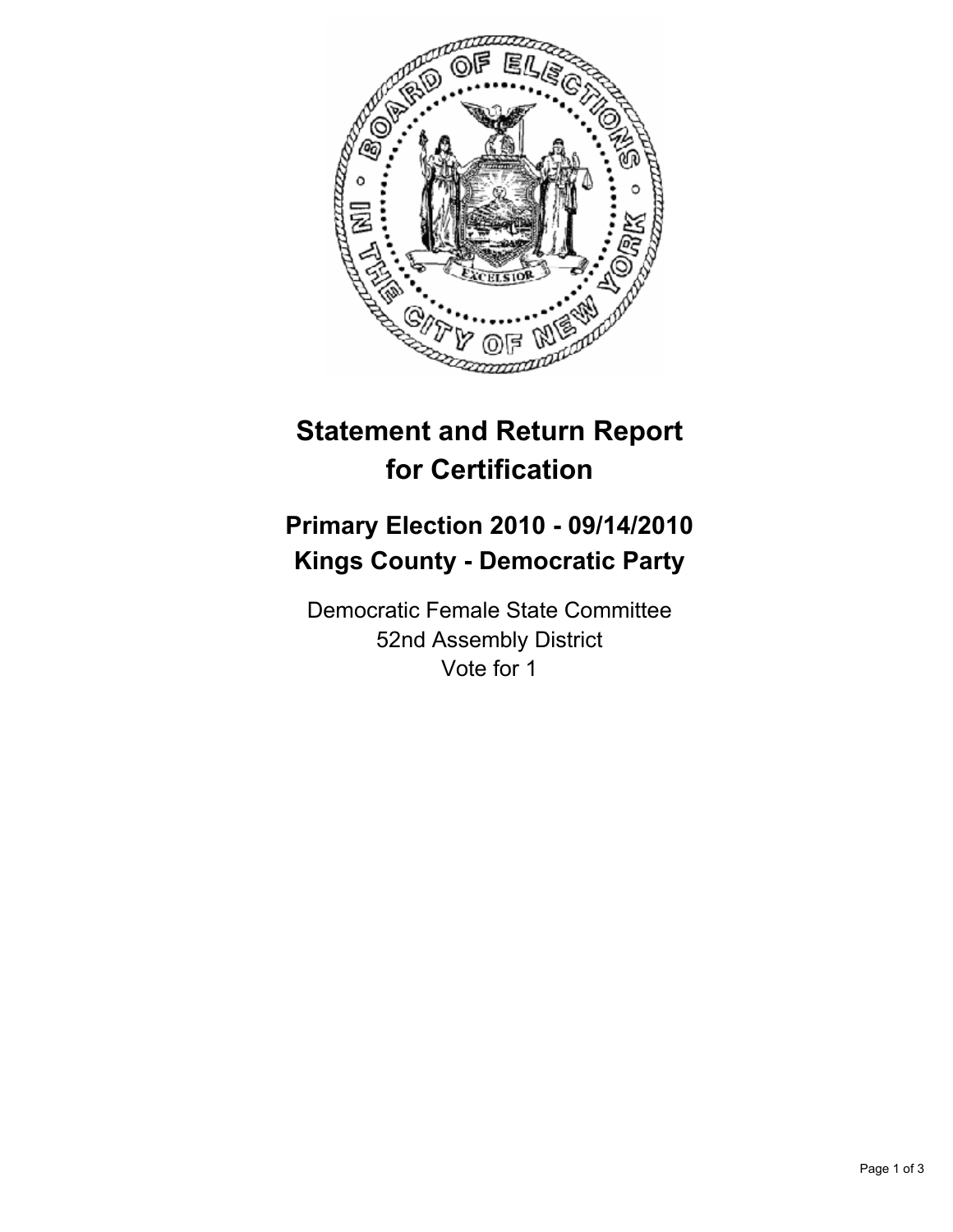# Statement and Return Report for Certification

## Primary Election 2010 - 09/14/2010
## Kings County - Democratic Party

Democratic Female State Committee
52nd Assembly District
Vote for 1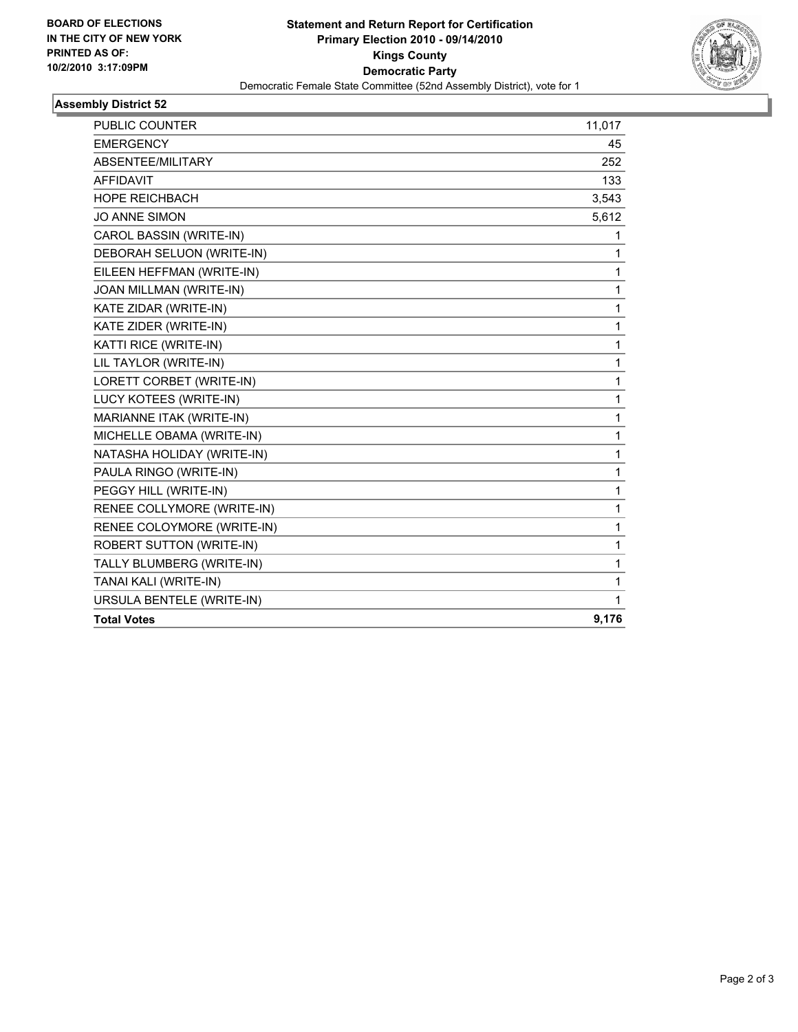**BOARD OF ELECTIONS IN THE CITY OF NEW YORK PRINTED AS OF: 10/2/2010 3:17:09PM**

**Statement and Return Report for Certification**
**Primary Election 2010 - 09/14/2010**
**Kings County**
**Democratic Party**
Democratic Female State Committee (52nd Assembly District), vote for 1

## Assembly District 52

| | |
|---|---|
| PUBLIC COUNTER | 11,017 |
| EMERGENCY | 45 |
| ABSENTEE/MILITARY | 252 |
| AFFIDAVIT | 133 |
| HOPE REICHBACH | 3,543 |
| JO ANNE SIMON | 5,612 |
| CAROL BASSIN (WRITE-IN) | 1 |
| DEBORAH SELUON (WRITE-IN) | 1 |
| EILEEN HEFFMAN (WRITE-IN) | 1 |
| JOAN MILLMAN (WRITE-IN) | 1 |
| KATE ZIDAR (WRITE-IN) | 1 |
| KATE ZIDER (WRITE-IN) | 1 |
| KATTI RICE (WRITE-IN) | 1 |
| LIL TAYLOR (WRITE-IN) | 1 |
| LORETT CORBET (WRITE-IN) | 1 |
| LUCY KOTEES (WRITE-IN) | 1 |
| MARIANNE ITAK (WRITE-IN) | 1 |
| MICHELLE OBAMA (WRITE-IN) | 1 |
| NATASHA HOLIDAY (WRITE-IN) | 1 |
| PAULA RINGO (WRITE-IN) | 1 |
| PEGGY HILL (WRITE-IN) | 1 |
| RENEE COLLYMORE (WRITE-IN) | 1 |
| RENEE COLOYMORE (WRITE-IN) | 1 |
| ROBERT SUTTON (WRITE-IN) | 1 |
| TALLY BLUMBERG (WRITE-IN) | 1 |
| TANAI KALI (WRITE-IN) | 1 |
| URSULA BENTELE (WRITE-IN) | 1 |
| **Total Votes** | **9,176** |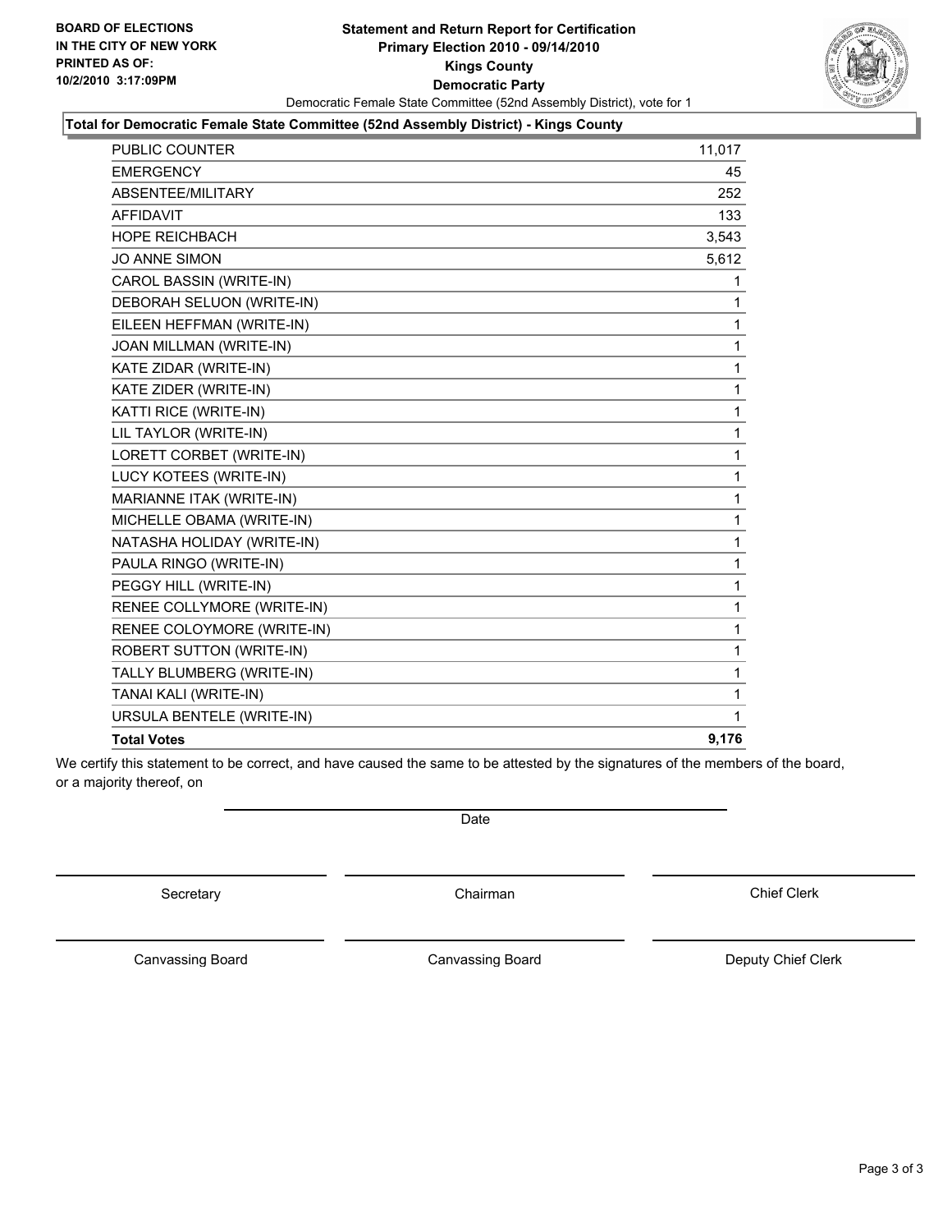**BOARD OF ELECTIONS IN THE CITY OF NEW YORK PRINTED AS OF: 10/2/2010 3:17:09PM**

# Statement and Return Report for Certification
## Primary Election 2010 - 09/14/2010
## Kings County
## Democratic Party

Democratic Female State Committee (52nd Assembly District), vote for 1

### Total for Democratic Female State Committee (52nd Assembly District) - Kings County

| | |
|---|---|
| PUBLIC COUNTER | 11,017 |
| EMERGENCY | 45 |
| ABSENTEE/MILITARY | 252 |
| AFFIDAVIT | 133 |
| HOPE REICHBACH | 3,543 |
| JO ANNE SIMON | 5,612 |
| CAROL BASSIN (WRITE-IN) | 1 |
| DEBORAH SELUON (WRITE-IN) | 1 |
| EILEEN HEFFMAN (WRITE-IN) | 1 |
| JOAN MILLMAN (WRITE-IN) | 1 |
| KATE ZIDAR (WRITE-IN) | 1 |
| KATE ZIDER (WRITE-IN) | 1 |
| KATTI RICE (WRITE-IN) | 1 |
| LIL TAYLOR (WRITE-IN) | 1 |
| LORETT CORBET (WRITE-IN) | 1 |
| LUCY KOTEES (WRITE-IN) | 1 |
| MARIANNE ITAK (WRITE-IN) | 1 |
| MICHELLE OBAMA (WRITE-IN) | 1 |
| NATASHA HOLIDAY (WRITE-IN) | 1 |
| PAULA RINGO (WRITE-IN) | 1 |
| PEGGY HILL (WRITE-IN) | 1 |
| RENEE COLLYMORE (WRITE-IN) | 1 |
| RENEE COLOYMORE (WRITE-IN) | 1 |
| ROBERT SUTTON (WRITE-IN) | 1 |
| TALLY BLUMBERG (WRITE-IN) | 1 |
| TANAI KALI (WRITE-IN) | 1 |
| URSULA BENTELE (WRITE-IN) | 1 |
| **Total Votes** | **9,176** |

We certify this statement to be correct, and have caused the same to be attested by the signatures of the members of the board, or a majority thereof, on

Date

Secretary

Chairman

Chief Clerk

Canvassing Board

Canvassing Board

Deputy Chief Clerk